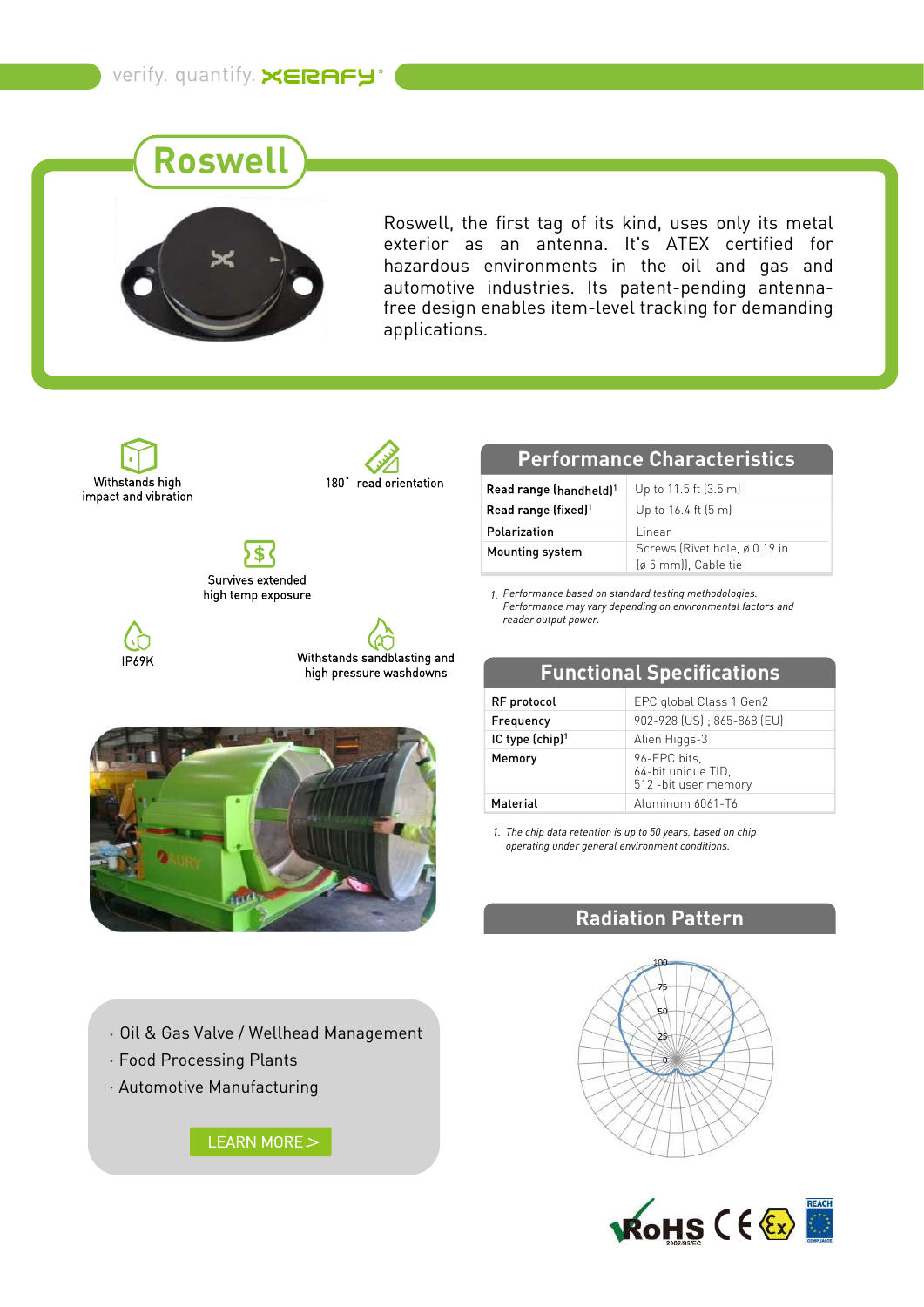verify. quantify. XERAFY

# Roswell

Roswell, the first tag of its kind, uses only its metal exterior as an antenna. It's ATEX certified for hazardous environments in the oil and gas and automotive industries. Its patent-pending antenna-free design enables item-level tracking for demanding applications.

- Withstands high impact and vibration
- 180° read orientation
- Survives extended high temp exposure
- IP69K
- Withstands sandblasting and high pressure washdowns

## Performance Characteristics

| | |
|---|---|
| Read range (handheld)[1] | Up to 11.5 ft (3.5 m) |
| Read range (fixed)[1] | Up to 16.4 ft (5 m) |
| Polarization | Linear |
| Mounting system | Screws (Rivet hole, ø 0.19 in (ø 5 mm)), Cable tie |

*1. Performance based on standard testing methodologies. Performance may vary depending on environmental factors and reader output power.*

## Functional Specifications

| | |
|---|---|
| RF protocol | EPC global Class 1 Gen2 |
| Frequency | 902-928 (US) ; 865-868 (EU) |
| IC type (chip)[1] | Alien Higgs-3 |
| Memory | 96-EPC bits, 64-bit unique TID, 512 -bit user memory |
| Material | Aluminum 6061-T6 |

*1. The chip data retention is up to 50 years, based on chip operating under general environment conditions.*

## Radiation Pattern

- Oil & Gas Valve / Wellhead Management
- Food Processing Plants
- Automotive Manufacturing

LEARN MORE >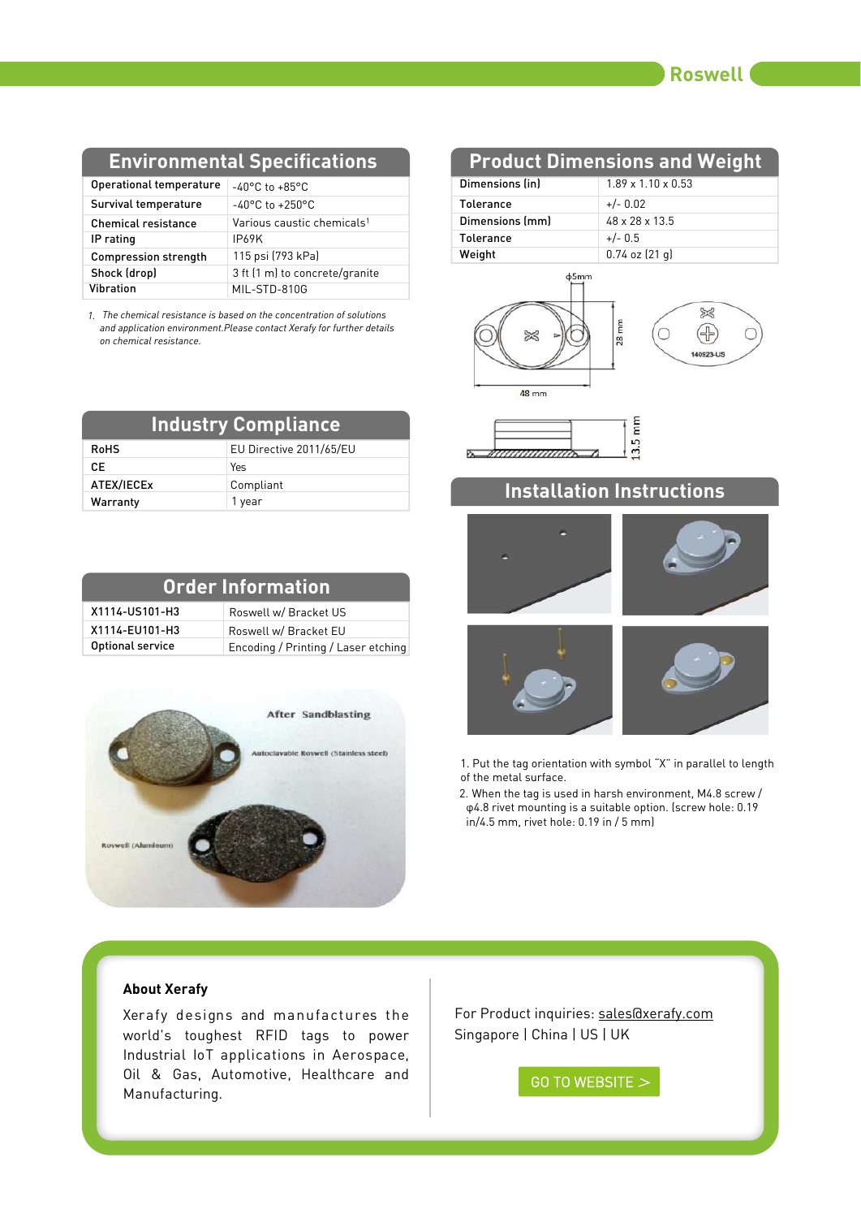## Environmental Specifications

| | |
|---|---|
| Operational temperature | -40°C to +85°C |
| Survival temperature | -40°C to +250°C |
| Chemical resistance | Various caustic chemicals[1] |
| IP rating | IP69K |
| Compression strength | 115 psi (793 kPa) |
| Shock (drop) | 3 ft (1 m) to concrete/granite |
| Vibration | MIL-STD-810G |

1. *The chemical resistance is based on the concentration of solutions and application environment.Please contact Xerafy for further details on chemical resistance.*

## Industry Compliance

| | |
|---|---|
| RoHS | EU Directive 2011/65/EU |
| CE | Yes |
| ATEX/IECEx | Compliant |
| Warranty | 1 year |

## Order Information

| | |
|---|---|
| X1114-US101-H3 | Roswell w/ Bracket US |
| X1114-EU101-H3 | Roswell w/ Bracket EU |
| Optional service | Encoding / Printing / Laser etching |

After Sandblasting

Autoclavable Roswell (Stainless steel)

Roswell (Aluminum)

## Product Dimensions and Weight

| | |
|---|---|
| Dimensions (in) | 1.89 x 1.10 x 0.53 |
| Tolerance | +/- 0.02 |
| Dimensions (mm) | 48 x 28 x 13.5 |
| Tolerance | +/- 0.5 |
| Weight | 0.74 oz (21 g) |

ϕ5mm

28 mm

48 mm

140923-US

13.5 mm

## Installation Instructions

1. Put the tag orientation with symbol "X" in parallel to length of the metal surface.
2. When the tag is used in harsh environment, M4.8 screw / φ4.8 rivet mounting is a suitable option. (screw hole: 0.19 in/4.5 mm, rivet hole: 0.19 in / 5 mm)

**About Xerafy**

Xerafy designs and manufactures the world's toughest RFID tags to power Industrial IoT applications in Aerospace, Oil & Gas, Automotive, Healthcare and Manufacturing.

For Product inquiries: sales@xerafy.com

Singapore | China | US | UK

GO TO WEBSITE >